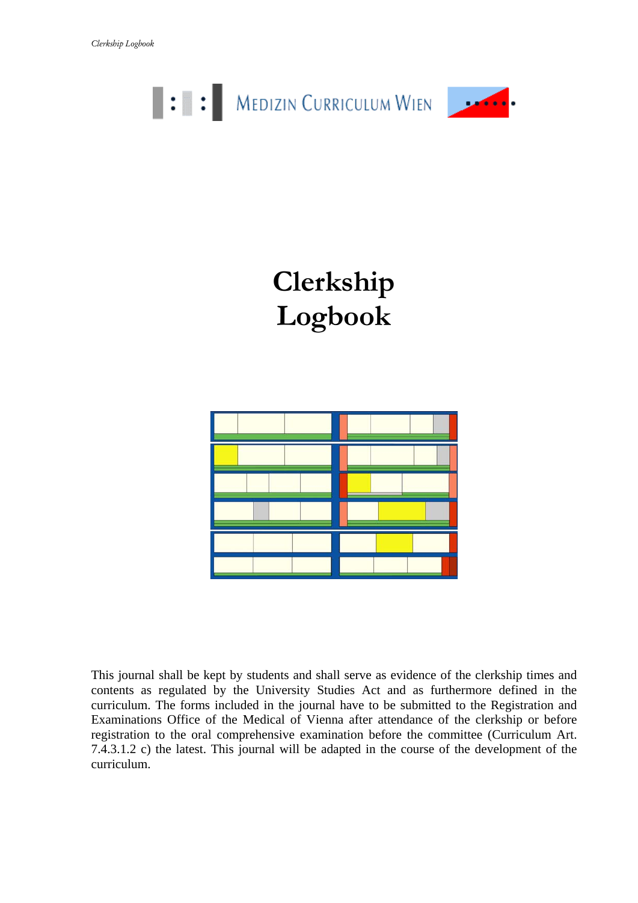MEDIZIN CURRICULUM WIEN

# Clerkship Logbook

This journal shall be kept by students and shall serve as evidence of the clerkship times and contents as regulated by the University Studies Act and as furthermore defined in the curriculum. The forms included in the journal have to be submitted to the Registration and Examinations Office of the Medical of Vienna after attendance of the clerkship or before registration to the oral comprehensive examination before the committee (Curriculum Art. 7.4.3.1.2 c) the latest. This journal will be adapted in the course of the development of the curriculum.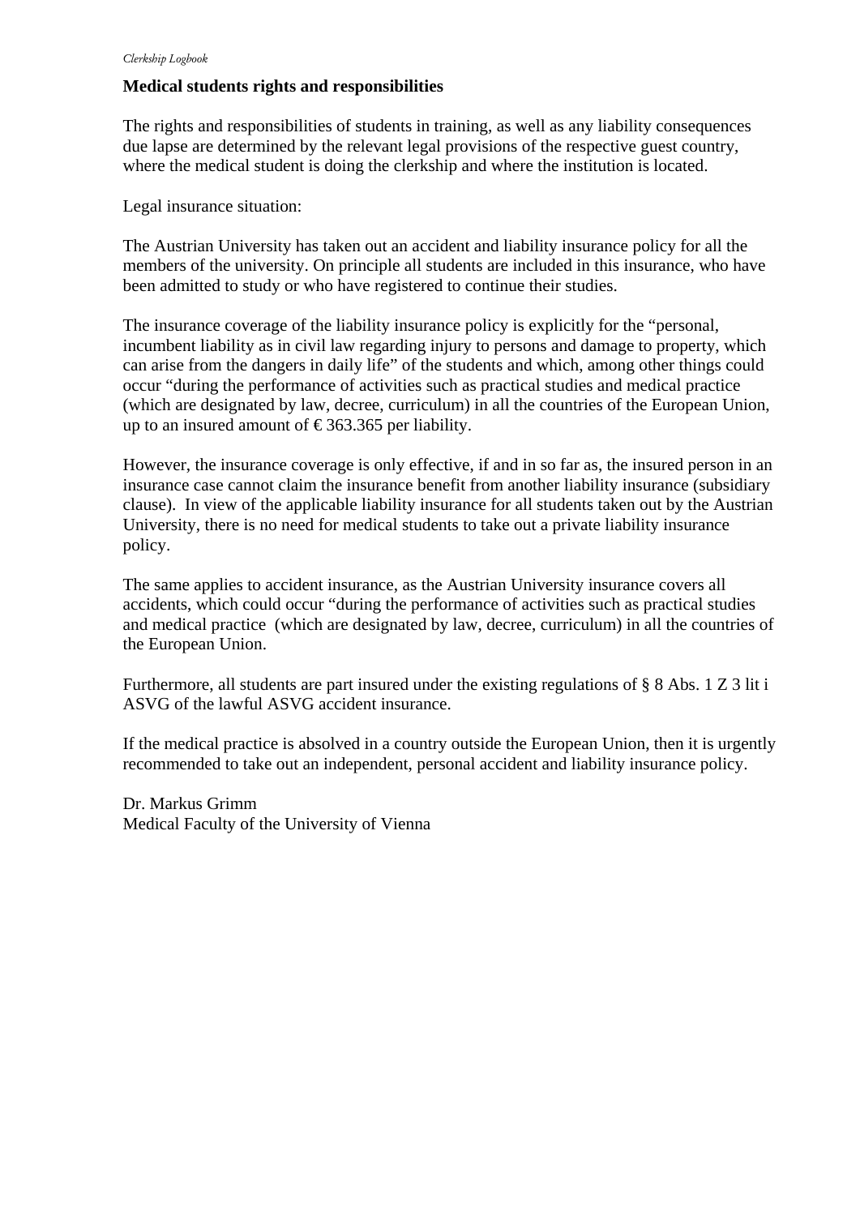## Medical students rights and responsibilities

The rights and responsibilities of students in training, as well as any liability consequences due lapse are determined by the relevant legal provisions of the respective guest country, where the medical student is doing the clerkship and where the institution is located.

Legal insurance situation:

The Austrian University has taken out an accident and liability insurance policy for all the members of the university. On principle all students are included in this insurance, who have been admitted to study or who have registered to continue their studies.

The insurance coverage of the liability insurance policy is explicitly for the "personal, incumbent liability as in civil law regarding injury to persons and damage to property, which can arise from the dangers in daily life" of the students and which, among other things could occur "during the performance of activities such as practical studies and medical practice (which are designated by law, decree, curriculum) in all the countries of the European Union, up to an insured amount of € 363.365 per liability.

However, the insurance coverage is only effective, if and in so far as, the insured person in an insurance case cannot claim the insurance benefit from another liability insurance (subsidiary clause). In view of the applicable liability insurance for all students taken out by the Austrian University, there is no need for medical students to take out a private liability insurance policy.

The same applies to accident insurance, as the Austrian University insurance covers all accidents, which could occur "during the performance of activities such as practical studies and medical practice (which are designated by law, decree, curriculum) in all the countries of the European Union.

Furthermore, all students are part insured under the existing regulations of § 8 Abs. 1 Z 3 lit i ASVG of the lawful ASVG accident insurance.

If the medical practice is absolved in a country outside the European Union, then it is urgently recommended to take out an independent, personal accident and liability insurance policy.

Dr. Markus Grimm
Medical Faculty of the University of Vienna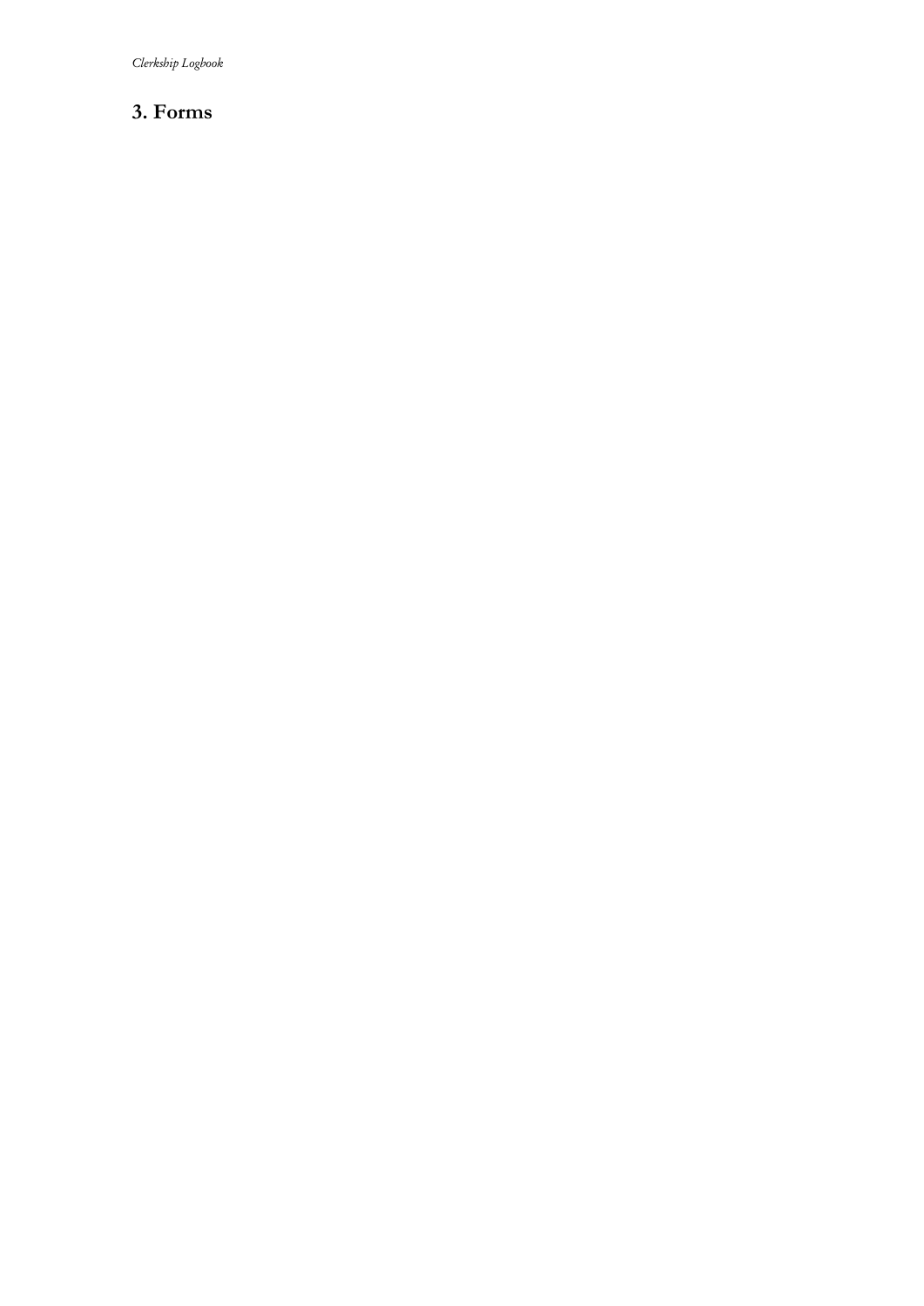## 3. Forms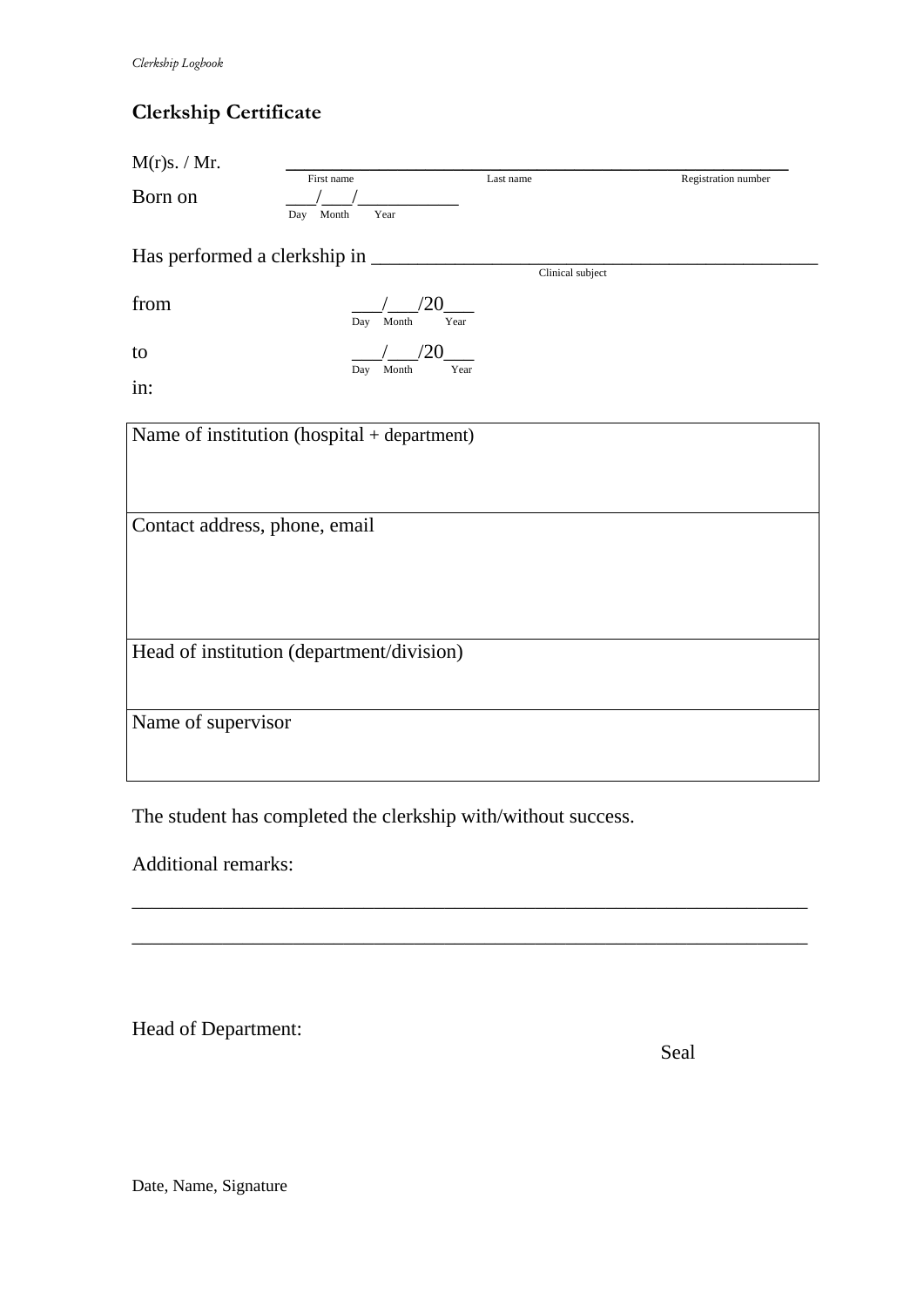## Clerkship Certificate

M(r)s. / Mr. ______________________________________________________

First name Last name Registration number

Born on ___/___/__________

Day Month Year

Has performed a clerkship in ______________________________________________

Clinical subject

from ___/___/20___

Day Month Year

to ___/___/20___

Day Month Year

in:

| Name of institution (hospital + department) |
|---|
| Contact address, phone, email |
| Head of institution (department/division) |
| Name of supervisor |

The student has completed the clerkship with/without success.

Additional remarks:

_______________________________________________________________________

_______________________________________________________________________

Head of Department:

Seal

Date, Name, Signature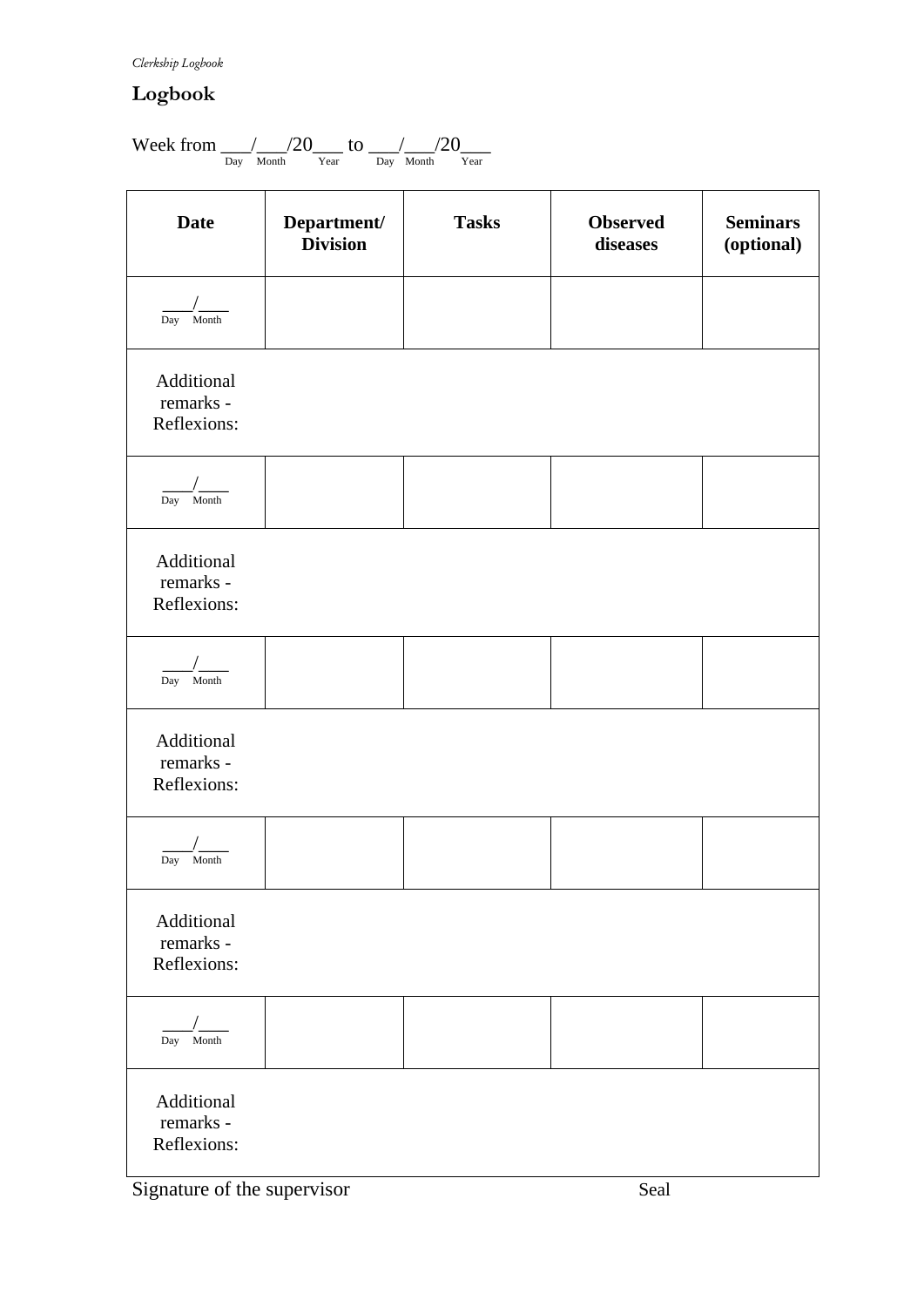# Logbook

Week from ___/___/20___ to ___/___/20___
(Day / Month / Year to Day / Month / Year)

| Date | Department/ Division | Tasks | Observed diseases | Seminars (optional) |
|---|---|---|---|---|
| ___/___ (Day / Month) | | | | |
| Additional remarks - Reflexions: | | | | |
| ___/___ (Day / Month) | | | | |
| Additional remarks - Reflexions: | | | | |
| ___/___ (Day / Month) | | | | |
| Additional remarks - Reflexions: | | | | |
| ___/___ (Day / Month) | | | | |
| Additional remarks - Reflexions: | | | | |
| ___/___ (Day / Month) | | | | |
| Additional remarks - Reflexions: | | | | |

Signature of the supervisor

Seal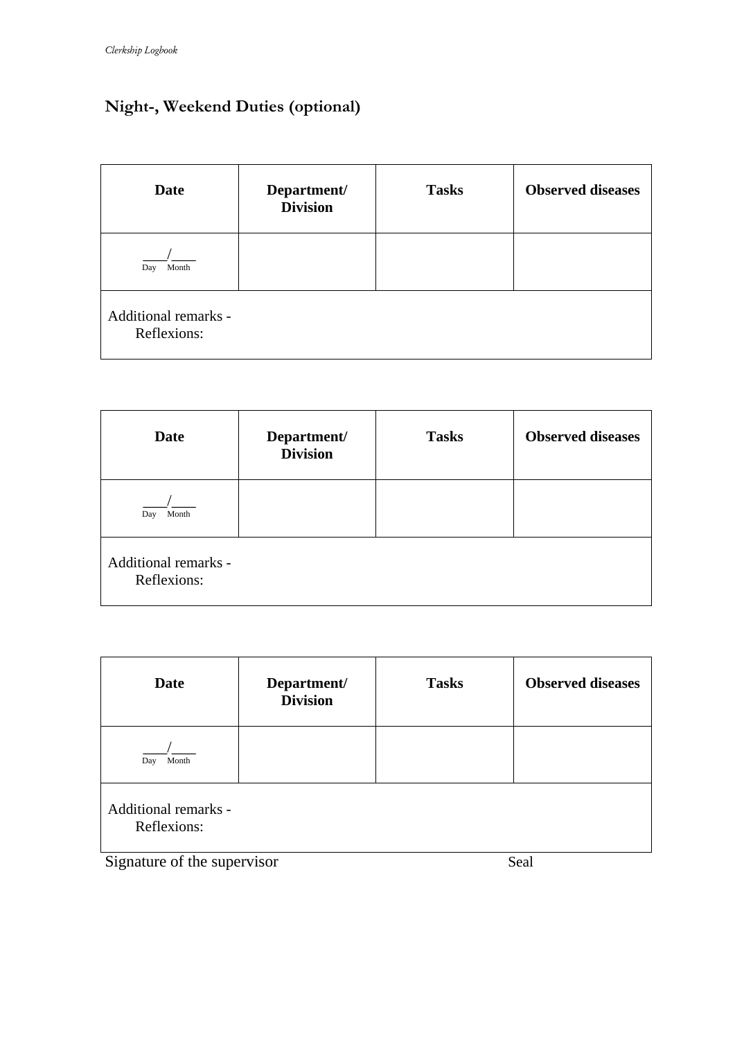## Night-, Weekend Duties (optional)

| Date | Department/ Division | Tasks | Observed diseases |
|---|---|---|---|
| ___/___ Day Month | | | |
| Additional remarks - Reflexions: | | | |

| Date | Department/ Division | Tasks | Observed diseases |
|---|---|---|---|
| ___/___ Day Month | | | |
| Additional remarks - Reflexions: | | | |

| Date | Department/ Division | Tasks | Observed diseases |
|---|---|---|---|
| ___/___ Day Month | | | |
| Additional remarks - Reflexions: | | | |

Signature of the supervisor Seal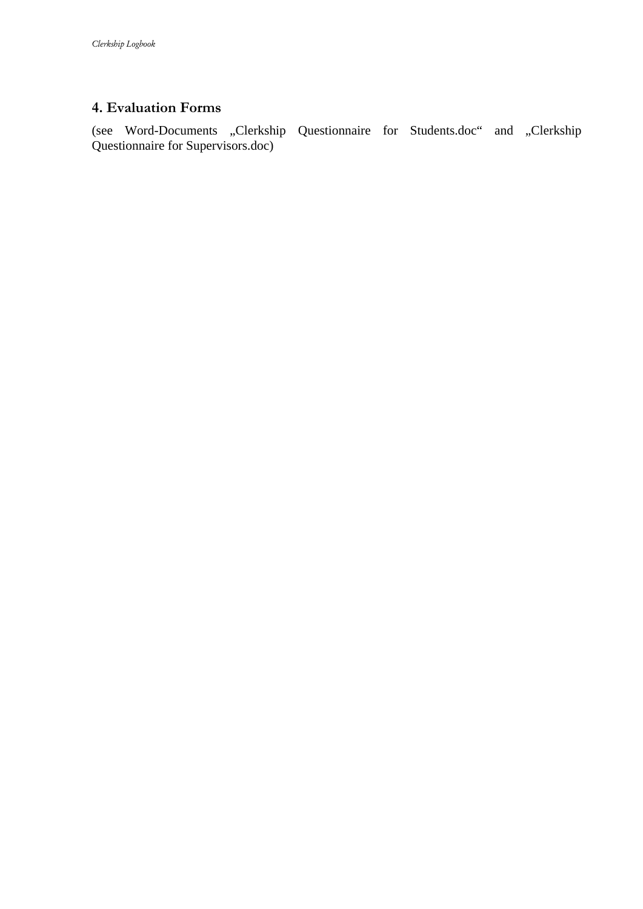## 4. Evaluation Forms

(see Word-Documents „Clerkship Questionnaire for Students.doc“ and „Clerkship Questionnaire for Supervisors.doc)